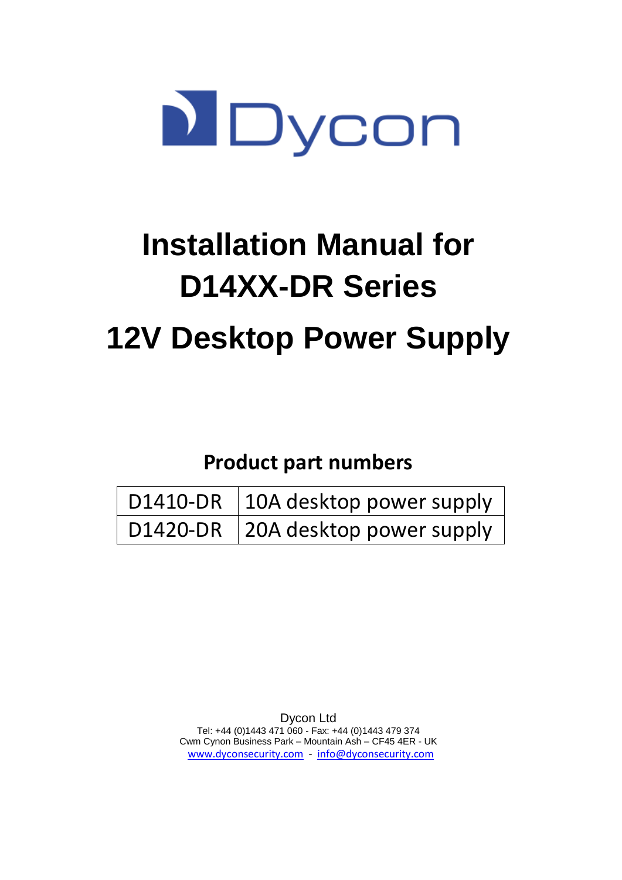Dycon

# Installation Manual for D14XX-DR Series

# 12V Desktop Power Supply

## Product part numbers

| D1410-DR | 10A desktop power supply |
|---|---|
| D1420-DR | 20A desktop power supply |

Dycon Ltd
Tel: +44 (0)1443 471 060 - Fax: +44 (0)1443 479 374
Cwm Cynon Business Park – Mountain Ash – CF45 4ER - UK
www.dyconsecurity.com - info@dyconsecurity.com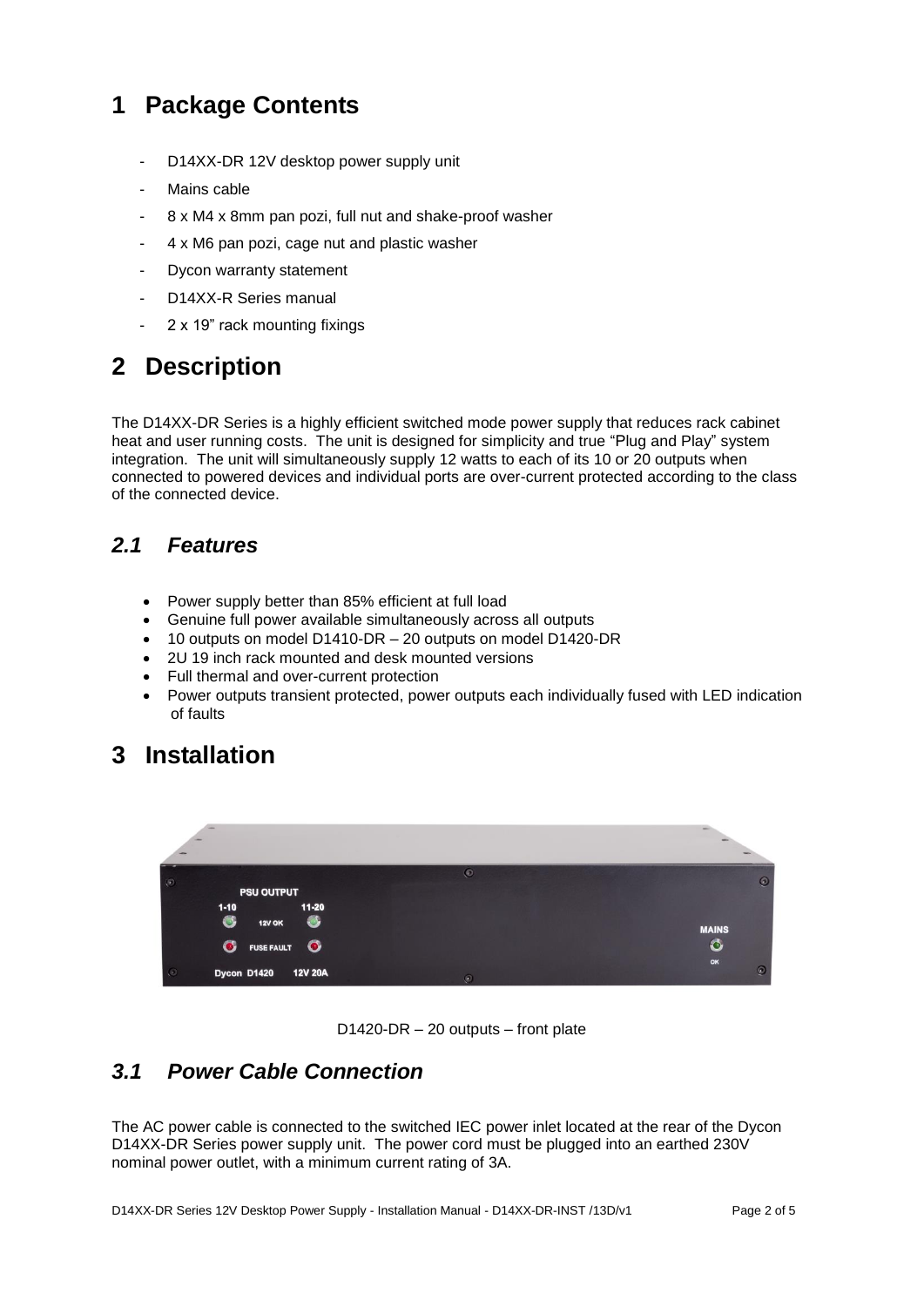# 1 Package Contents

- D14XX-DR 12V desktop power supply unit
- Mains cable
- 8 x M4 x 8mm pan pozi, full nut and shake-proof washer
- 4 x M6 pan pozi, cage nut and plastic washer
- Dycon warranty statement
- D14XX-R Series manual
- 2 x 19" rack mounting fixings

# 2 Description

The D14XX-DR Series is a highly efficient switched mode power supply that reduces rack cabinet heat and user running costs. The unit is designed for simplicity and true "Plug and Play" system integration. The unit will simultaneously supply 12 watts to each of its 10 or 20 outputs when connected to powered devices and individual ports are over-current protected according to the class of the connected device.

## *2.1 Features*

- Power supply better than 85% efficient at full load
- Genuine full power available simultaneously across all outputs
- 10 outputs on model D1410-DR – 20 outputs on model D1420-DR
- 2U 19 inch rack mounted and desk mounted versions
- Full thermal and over-current protection
- Power outputs transient protected, power outputs each individually fused with LED indication of faults

# 3 Installation

D1420-DR – 20 outputs – front plate

## *3.1 Power Cable Connection*

The AC power cable is connected to the switched IEC power inlet located at the rear of the Dycon D14XX-DR Series power supply unit. The power cord must be plugged into an earthed 230V nominal power outlet, with a minimum current rating of 3A.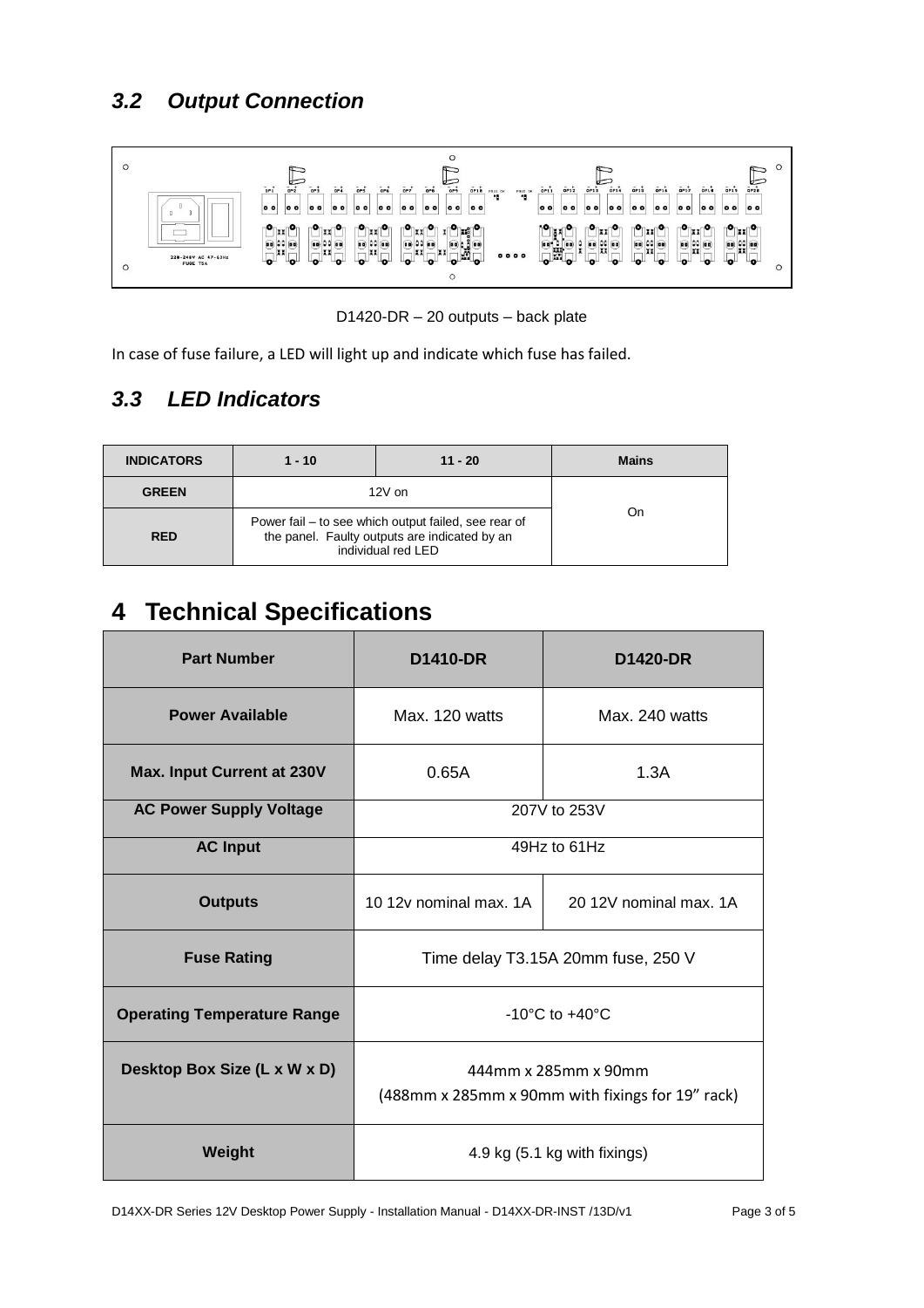## 3.2 Output Connection

D1420-DR – 20 outputs – back plate

In case of fuse failure, a LED will light up and indicate which fuse has failed.

## 3.3 LED Indicators

| INDICATORS | 1 - 10 | 11 - 20 | Mains |
|---|---|---|---|
| GREEN | 12V on | | On |
| RED | Power fail – to see which output failed, see rear of the panel. Faulty outputs are indicated by an individual red LED | | |

# 4 Technical Specifications

| Part Number | D1410-DR | D1420-DR |
|---|---|---|
| Power Available | Max. 120 watts | Max. 240 watts |
| Max. Input Current at 230V | 0.65A | 1.3A |
| AC Power Supply Voltage | 207V to 253V | |
| AC Input | 49Hz to 61Hz | |
| Outputs | 10 12v nominal max. 1A | 20 12V nominal max. 1A |
| Fuse Rating | Time delay T3.15A 20mm fuse, 250 V | |
| Operating Temperature Range | -10°C to +40°C | |
| Desktop Box Size (L x W x D) | 444mm x 285mm x 90mm (488mm x 285mm x 90mm with fixings for 19" rack) | |
| Weight | 4.9 kg (5.1 kg with fixings) | |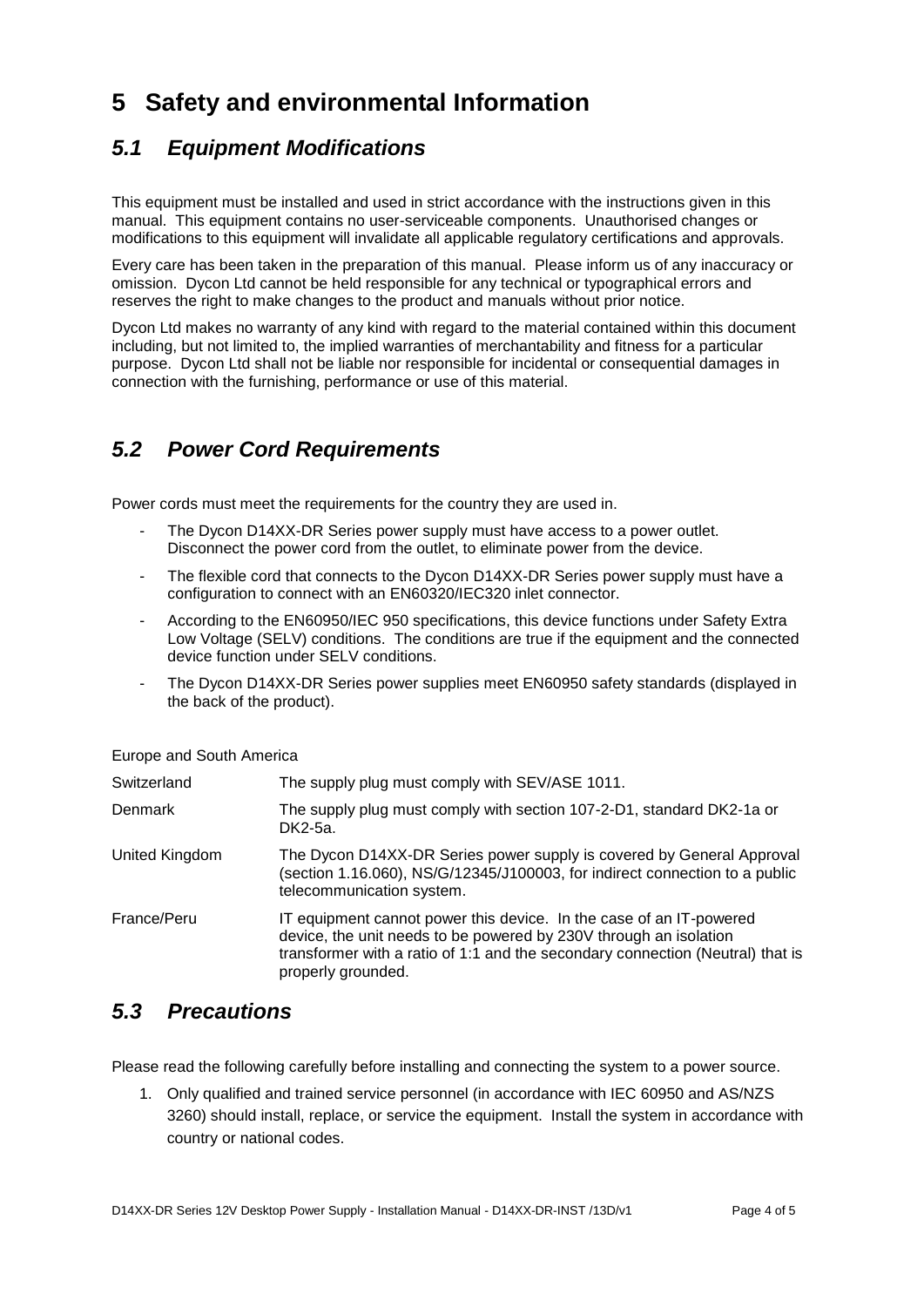# 5 Safety and environmental Information

## *5.1 Equipment Modifications*

This equipment must be installed and used in strict accordance with the instructions given in this manual. This equipment contains no user-serviceable components. Unauthorised changes or modifications to this equipment will invalidate all applicable regulatory certifications and approvals.

Every care has been taken in the preparation of this manual. Please inform us of any inaccuracy or omission. Dycon Ltd cannot be held responsible for any technical or typographical errors and reserves the right to make changes to the product and manuals without prior notice.

Dycon Ltd makes no warranty of any kind with regard to the material contained within this document including, but not limited to, the implied warranties of merchantability and fitness for a particular purpose. Dycon Ltd shall not be liable nor responsible for incidental or consequential damages in connection with the furnishing, performance or use of this material.

## *5.2 Power Cord Requirements*

Power cords must meet the requirements for the country they are used in.

- The Dycon D14XX-DR Series power supply must have access to a power outlet. Disconnect the power cord from the outlet, to eliminate power from the device.
- The flexible cord that connects to the Dycon D14XX-DR Series power supply must have a configuration to connect with an EN60320/IEC320 inlet connector.
- According to the EN60950/IEC 950 specifications, this device functions under Safety Extra Low Voltage (SELV) conditions. The conditions are true if the equipment and the connected device function under SELV conditions.
- The Dycon D14XX-DR Series power supplies meet EN60950 safety standards (displayed in the back of the product).

Europe and South America

| | |
|---|---|
| Switzerland | The supply plug must comply with SEV/ASE 1011. |
| Denmark | The supply plug must comply with section 107-2-D1, standard DK2-1a or DK2-5a. |
| United Kingdom | The Dycon D14XX-DR Series power supply is covered by General Approval (section 1.16.060), NS/G/12345/J100003, for indirect connection to a public telecommunication system. |
| France/Peru | IT equipment cannot power this device. In the case of an IT-powered device, the unit needs to be powered by 230V through an isolation transformer with a ratio of 1:1 and the secondary connection (Neutral) that is properly grounded. |

## *5.3 Precautions*

Please read the following carefully before installing and connecting the system to a power source.

1. Only qualified and trained service personnel (in accordance with IEC 60950 and AS/NZS 3260) should install, replace, or service the equipment. Install the system in accordance with country or national codes.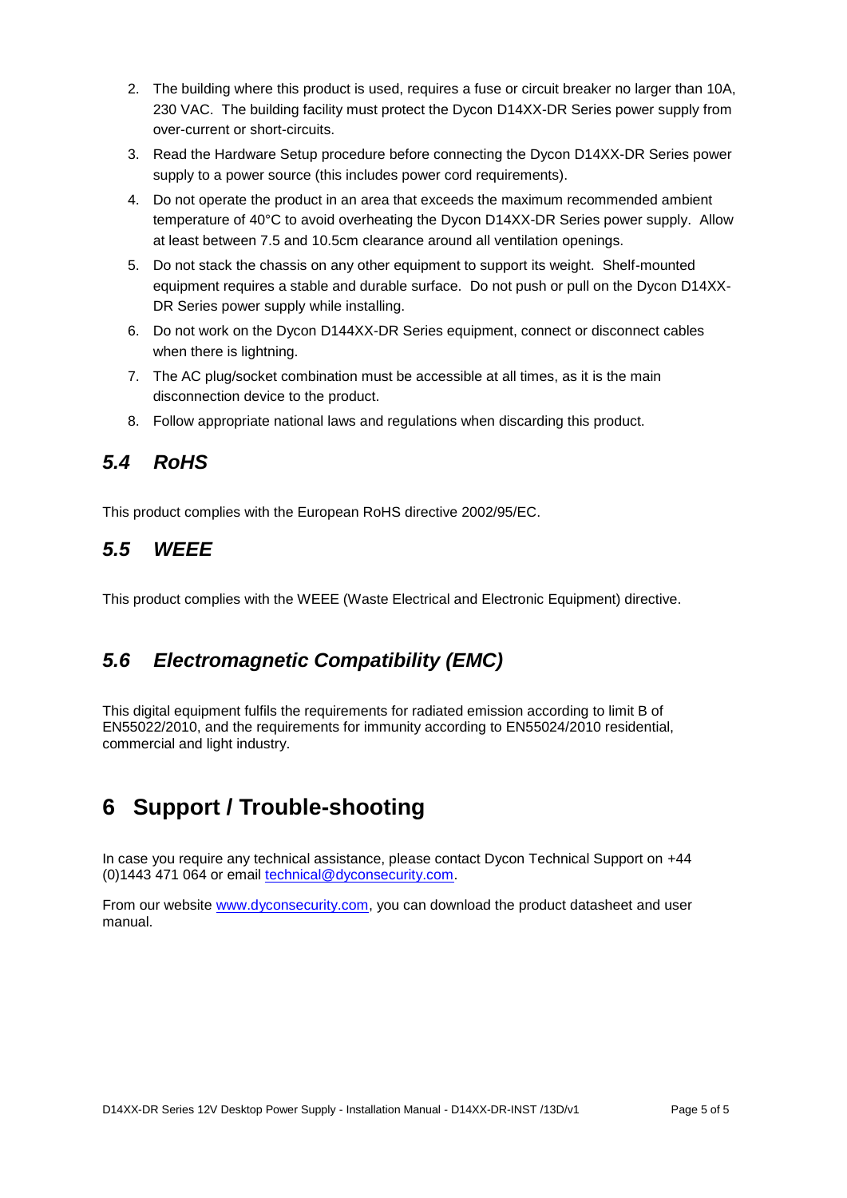2. The building where this product is used, requires a fuse or circuit breaker no larger than 10A, 230 VAC. The building facility must protect the Dycon D14XX-DR Series power supply from over-current or short-circuits.
3. Read the Hardware Setup procedure before connecting the Dycon D14XX-DR Series power supply to a power source (this includes power cord requirements).
4. Do not operate the product in an area that exceeds the maximum recommended ambient temperature of 40°C to avoid overheating the Dycon D14XX-DR Series power supply. Allow at least between 7.5 and 10.5cm clearance around all ventilation openings.
5. Do not stack the chassis on any other equipment to support its weight. Shelf-mounted equipment requires a stable and durable surface. Do not push or pull on the Dycon D14XX-DR Series power supply while installing.
6. Do not work on the Dycon D144XX-DR Series equipment, connect or disconnect cables when there is lightning.
7. The AC plug/socket combination must be accessible at all times, as it is the main disconnection device to the product.
8. Follow appropriate national laws and regulations when discarding this product.

## *5.4 RoHS*

This product complies with the European RoHS directive 2002/95/EC.

## *5.5 WEEE*

This product complies with the WEEE (Waste Electrical and Electronic Equipment) directive.

## *5.6 Electromagnetic Compatibility (EMC)*

This digital equipment fulfils the requirements for radiated emission according to limit B of EN55022/2010, and the requirements for immunity according to EN55024/2010 residential, commercial and light industry.

# 6 Support / Trouble-shooting

In case you require any technical assistance, please contact Dycon Technical Support on +44 (0)1443 471 064 or email technical@dyconsecurity.com.

From our website www.dyconsecurity.com, you can download the product datasheet and user manual.